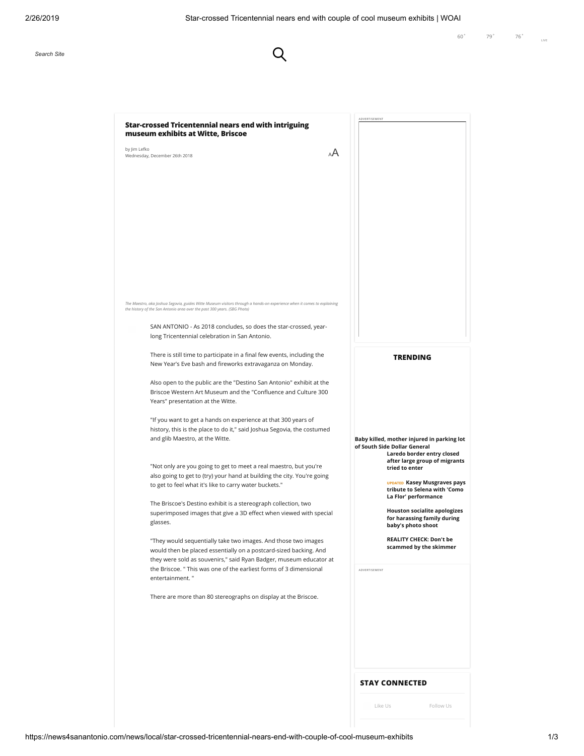## Star-crossed Tricentennial nears end with intriguing museum exhibits at Witte, Briscoe

by Jim Lefko
Wednesday, December 26th 2018

*The Maestro, aka Joshua Segovia, guides Witte Museum visitors through a hands-on experience when it comes to explaining the history of the San Antonio area over the past 300 years. (SBG Photo)*

SAN ANTONIO - As 2018 concludes, so does the star-crossed, year-long Tricentennial celebration in San Antonio.

There is still time to participate in a final few events, including the New Year's Eve bash and fireworks extravaganza on Monday.

Also open to the public are the "Destino San Antonio" exhibit at the Briscoe Western Art Museum and the "Confluence and Culture 300 Years" presentation at the Witte.

"If you want to get a hands on experience at that 300 years of history, this is the place to do it," said Joshua Segovia, the costumed and glib Maestro, at the Witte.

"Not only are you going to get to meet a real maestro, but you're also going to get to (try) your hand at building the city. You're going to get to feel what it's like to carry water buckets."

The Briscoe's Destino exhibit is a stereograph collection, two superimposed images that give a 3D effect when viewed with special glasses.

"They would sequentially take two images. And those two images would then be placed essentially on a postcard-sized backing. And they were sold as souvenirs," said Ryan Badger, museum educator at the Briscoe. " This was one of the earliest forms of 3 dimensional entertainment. "

There are more than 80 stereographs on display at the Briscoe.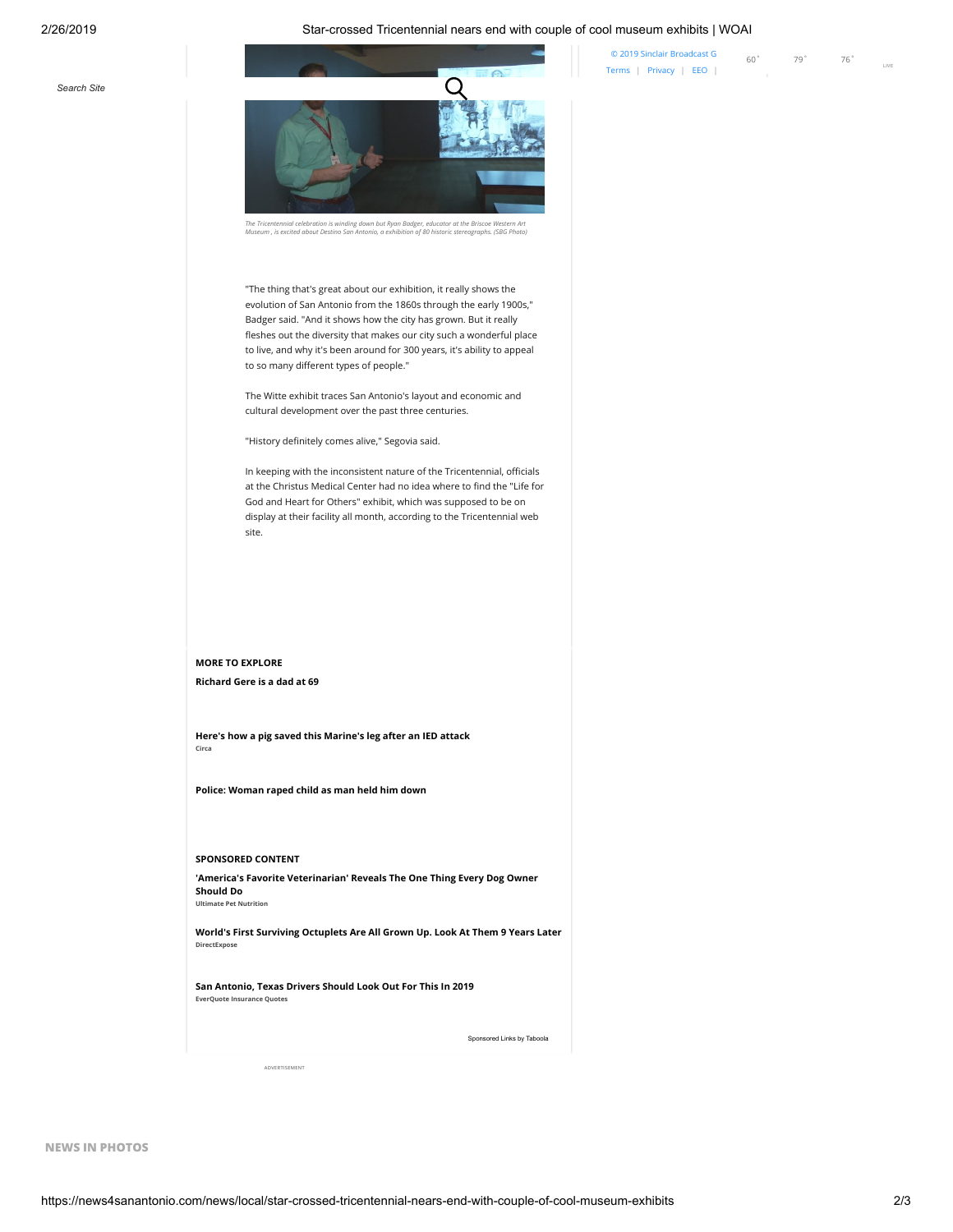Search Site

The Tricentennial celebration is winding down but Ryan Badger, educator at the Briscoe Western Art Museum , is excited about Destino San Antonio, a exhibition of 80 historic stereographs. (SBG Photo)

"The thing that's great about our exhibition, it really shows the evolution of San Antonio from the 1860s through the early 1900s," Badger said. "And it shows how the city has grown. But it really fleshes out the diversity that makes our city such a wonderful place to live, and why it's been around for 300 years, it's ability to appeal to so many different types of people."

The Witte exhibit traces San Antonio's layout and economic and cultural development over the past three centuries.

"History definitely comes alive," Segovia said.

In keeping with the inconsistent nature of the Tricentennial, officials at the Christus Medical Center had no idea where to find the "Life for God and Heart for Others" exhibit, which was supposed to be on display at their facility all month, according to the Tricentennial web site.

**MORE TO EXPLORE**

**Richard Gere is a dad at 69**

**Here's how a pig saved this Marine's leg after an IED attack**
Circa

**Police: Woman raped child as man held him down**

**SPONSORED CONTENT**

**'America's Favorite Veterinarian' Reveals The One Thing Every Dog Owner Should Do**
Ultimate Pet Nutrition

**World's First Surviving Octuplets Are All Grown Up. Look At Them 9 Years Later**
DirectExpose

**San Antonio, Texas Drivers Should Look Out For This In 2019**
EverQuote Insurance Quotes

Sponsored Links by Taboola

ADVERTISEMENT

© 2019 Sinclair Broadcast G

Terms | Privacy | EEO |

60° 79° 76°

LIVE

**NEWS IN PHOTOS**